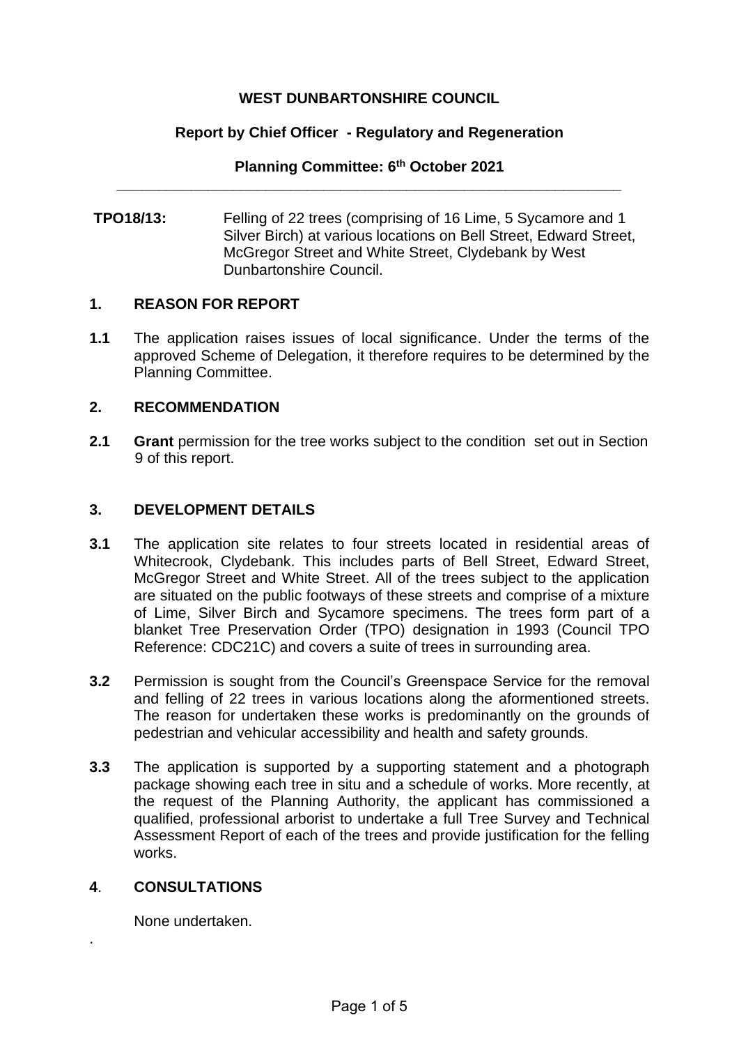**WEST DUNBARTONSHIRE COUNCIL**

**Report by Chief Officer - Regulatory and Regeneration**

**Planning Committee: 6th October 2021**

---

**TPO18/13:** Felling of 22 trees (comprising of 16 Lime, 5 Sycamore and 1 Silver Birch) at various locations on Bell Street, Edward Street, McGregor Street and White Street, Clydebank by West Dunbartonshire Council.

## 1. REASON FOR REPORT

**1.1** The application raises issues of local significance. Under the terms of the approved Scheme of Delegation, it therefore requires to be determined by the Planning Committee.

## 2. RECOMMENDATION

**2.1** **Grant** permission for the tree works subject to the condition set out in Section 9 of this report.

## 3. DEVELOPMENT DETAILS

**3.1** The application site relates to four streets located in residential areas of Whitecrook, Clydebank. This includes parts of Bell Street, Edward Street, McGregor Street and White Street. All of the trees subject to the application are situated on the public footways of these streets and comprise of a mixture of Lime, Silver Birch and Sycamore specimens. The trees form part of a blanket Tree Preservation Order (TPO) designation in 1993 (Council TPO Reference: CDC21C) and covers a suite of trees in surrounding area.

**3.2** Permission is sought from the Council's Greenspace Service for the removal and felling of 22 trees in various locations along the aforementioned streets. The reason for undertaken these works is predominantly on the grounds of pedestrian and vehicular accessibility and health and safety grounds.

**3.3** The application is supported by a supporting statement and a photograph package showing each tree in situ and a schedule of works. More recently, at the request of the Planning Authority, the applicant has commissioned a qualified, professional arborist to undertake a full Tree Survey and Technical Assessment Report of each of the trees and provide justification for the felling works.

## 4. CONSULTATIONS

None undertaken.

.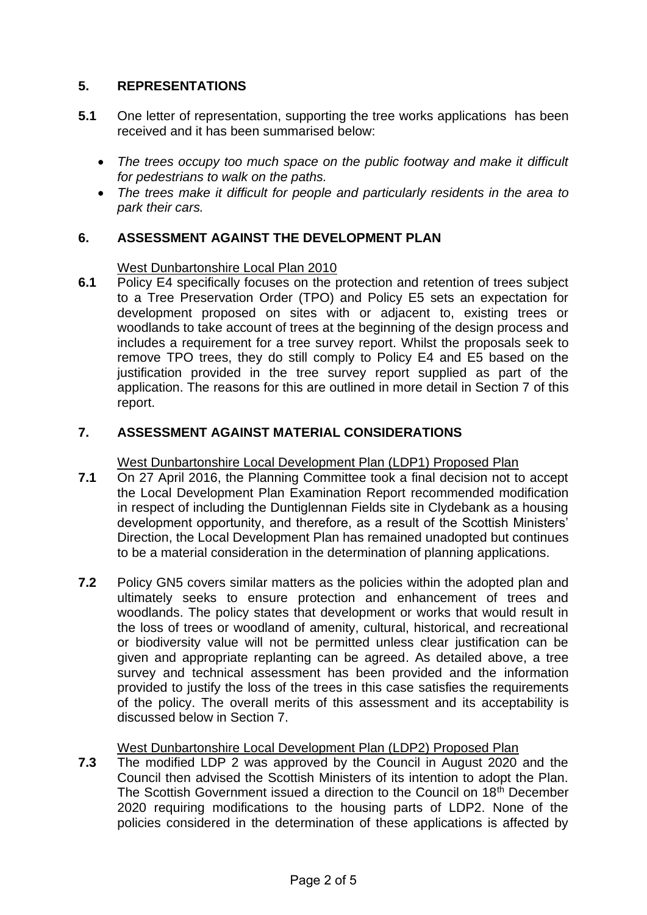## 5. REPRESENTATIONS

**5.1** One letter of representation, supporting the tree works applications has been received and it has been summarised below:

- *The trees occupy too much space on the public footway and make it difficult for pedestrians to walk on the paths.*
- *The trees make it difficult for people and particularly residents in the area to park their cars.*

## 6. ASSESSMENT AGAINST THE DEVELOPMENT PLAN

West Dunbartonshire Local Plan 2010

**6.1** Policy E4 specifically focuses on the protection and retention of trees subject to a Tree Preservation Order (TPO) and Policy E5 sets an expectation for development proposed on sites with or adjacent to, existing trees or woodlands to take account of trees at the beginning of the design process and includes a requirement for a tree survey report. Whilst the proposals seek to remove TPO trees, they do still comply to Policy E4 and E5 based on the justification provided in the tree survey report supplied as part of the application. The reasons for this are outlined in more detail in Section 7 of this report.

## 7. ASSESSMENT AGAINST MATERIAL CONSIDERATIONS

West Dunbartonshire Local Development Plan (LDP1) Proposed Plan

**7.1** On 27 April 2016, the Planning Committee took a final decision not to accept the Local Development Plan Examination Report recommended modification in respect of including the Duntiglennan Fields site in Clydebank as a housing development opportunity, and therefore, as a result of the Scottish Ministers' Direction, the Local Development Plan has remained unadopted but continues to be a material consideration in the determination of planning applications.

**7.2** Policy GN5 covers similar matters as the policies within the adopted plan and ultimately seeks to ensure protection and enhancement of trees and woodlands. The policy states that development or works that would result in the loss of trees or woodland of amenity, cultural, historical, and recreational or biodiversity value will not be permitted unless clear justification can be given and appropriate replanting can be agreed. As detailed above, a tree survey and technical assessment has been provided and the information provided to justify the loss of the trees in this case satisfies the requirements of the policy. The overall merits of this assessment and its acceptability is discussed below in Section 7.

West Dunbartonshire Local Development Plan (LDP2) Proposed Plan

**7.3** The modified LDP 2 was approved by the Council in August 2020 and the Council then advised the Scottish Ministers of its intention to adopt the Plan. The Scottish Government issued a direction to the Council on 18th December 2020 requiring modifications to the housing parts of LDP2. None of the policies considered in the determination of these applications is affected by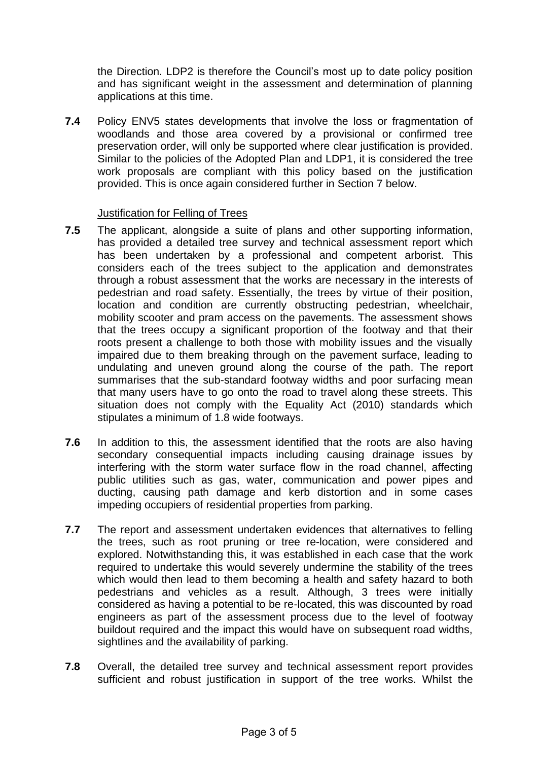the Direction. LDP2 is therefore the Council's most up to date policy position and has significant weight in the assessment and determination of planning applications at this time.

**7.4** Policy ENV5 states developments that involve the loss or fragmentation of woodlands and those area covered by a provisional or confirmed tree preservation order, will only be supported where clear justification is provided. Similar to the policies of the Adopted Plan and LDP1, it is considered the tree work proposals are compliant with this policy based on the justification provided. This is once again considered further in Section 7 below.

Justification for Felling of Trees

**7.5** The applicant, alongside a suite of plans and other supporting information, has provided a detailed tree survey and technical assessment report which has been undertaken by a professional and competent arborist. This considers each of the trees subject to the application and demonstrates through a robust assessment that the works are necessary in the interests of pedestrian and road safety. Essentially, the trees by virtue of their position, location and condition are currently obstructing pedestrian, wheelchair, mobility scooter and pram access on the pavements. The assessment shows that the trees occupy a significant proportion of the footway and that their roots present a challenge to both those with mobility issues and the visually impaired due to them breaking through on the pavement surface, leading to undulating and uneven ground along the course of the path. The report summarises that the sub-standard footway widths and poor surfacing mean that many users have to go onto the road to travel along these streets. This situation does not comply with the Equality Act (2010) standards which stipulates a minimum of 1.8 wide footways.

**7.6** In addition to this, the assessment identified that the roots are also having secondary consequential impacts including causing drainage issues by interfering with the storm water surface flow in the road channel, affecting public utilities such as gas, water, communication and power pipes and ducting, causing path damage and kerb distortion and in some cases impeding occupiers of residential properties from parking.

**7.7** The report and assessment undertaken evidences that alternatives to felling the trees, such as root pruning or tree re-location, were considered and explored. Notwithstanding this, it was established in each case that the work required to undertake this would severely undermine the stability of the trees which would then lead to them becoming a health and safety hazard to both pedestrians and vehicles as a result. Although, 3 trees were initially considered as having a potential to be re-located, this was discounted by road engineers as part of the assessment process due to the level of footway buildout required and the impact this would have on subsequent road widths, sightlines and the availability of parking.

**7.8** Overall, the detailed tree survey and technical assessment report provides sufficient and robust justification in support of the tree works. Whilst the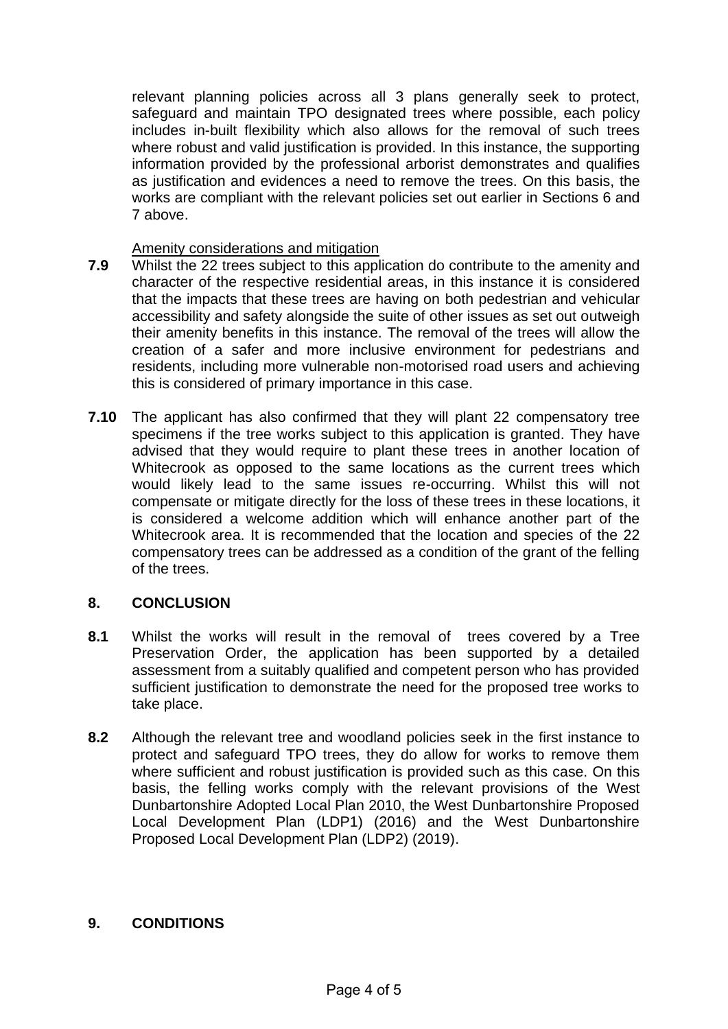relevant planning policies across all 3 plans generally seek to protect, safeguard and maintain TPO designated trees where possible, each policy includes in-built flexibility which also allows for the removal of such trees where robust and valid justification is provided. In this instance, the supporting information provided by the professional arborist demonstrates and qualifies as justification and evidences a need to remove the trees. On this basis, the works are compliant with the relevant policies set out earlier in Sections 6 and 7 above.

Amenity considerations and mitigation

**7.9** Whilst the 22 trees subject to this application do contribute to the amenity and character of the respective residential areas, in this instance it is considered that the impacts that these trees are having on both pedestrian and vehicular accessibility and safety alongside the suite of other issues as set out outweigh their amenity benefits in this instance. The removal of the trees will allow the creation of a safer and more inclusive environment for pedestrians and residents, including more vulnerable non-motorised road users and achieving this is considered of primary importance in this case.

**7.10** The applicant has also confirmed that they will plant 22 compensatory tree specimens if the tree works subject to this application is granted. They have advised that they would require to plant these trees in another location of Whitecrook as opposed to the same locations as the current trees which would likely lead to the same issues re-occurring. Whilst this will not compensate or mitigate directly for the loss of these trees in these locations, it is considered a welcome addition which will enhance another part of the Whitecrook area. It is recommended that the location and species of the 22 compensatory trees can be addressed as a condition of the grant of the felling of the trees.

## 8. CONCLUSION

**8.1** Whilst the works will result in the removal of trees covered by a Tree Preservation Order, the application has been supported by a detailed assessment from a suitably qualified and competent person who has provided sufficient justification to demonstrate the need for the proposed tree works to take place.

**8.2** Although the relevant tree and woodland policies seek in the first instance to protect and safeguard TPO trees, they do allow for works to remove them where sufficient and robust justification is provided such as this case. On this basis, the felling works comply with the relevant provisions of the West Dunbartonshire Adopted Local Plan 2010, the West Dunbartonshire Proposed Local Development Plan (LDP1) (2016) and the West Dunbartonshire Proposed Local Development Plan (LDP2) (2019).

## 9. CONDITIONS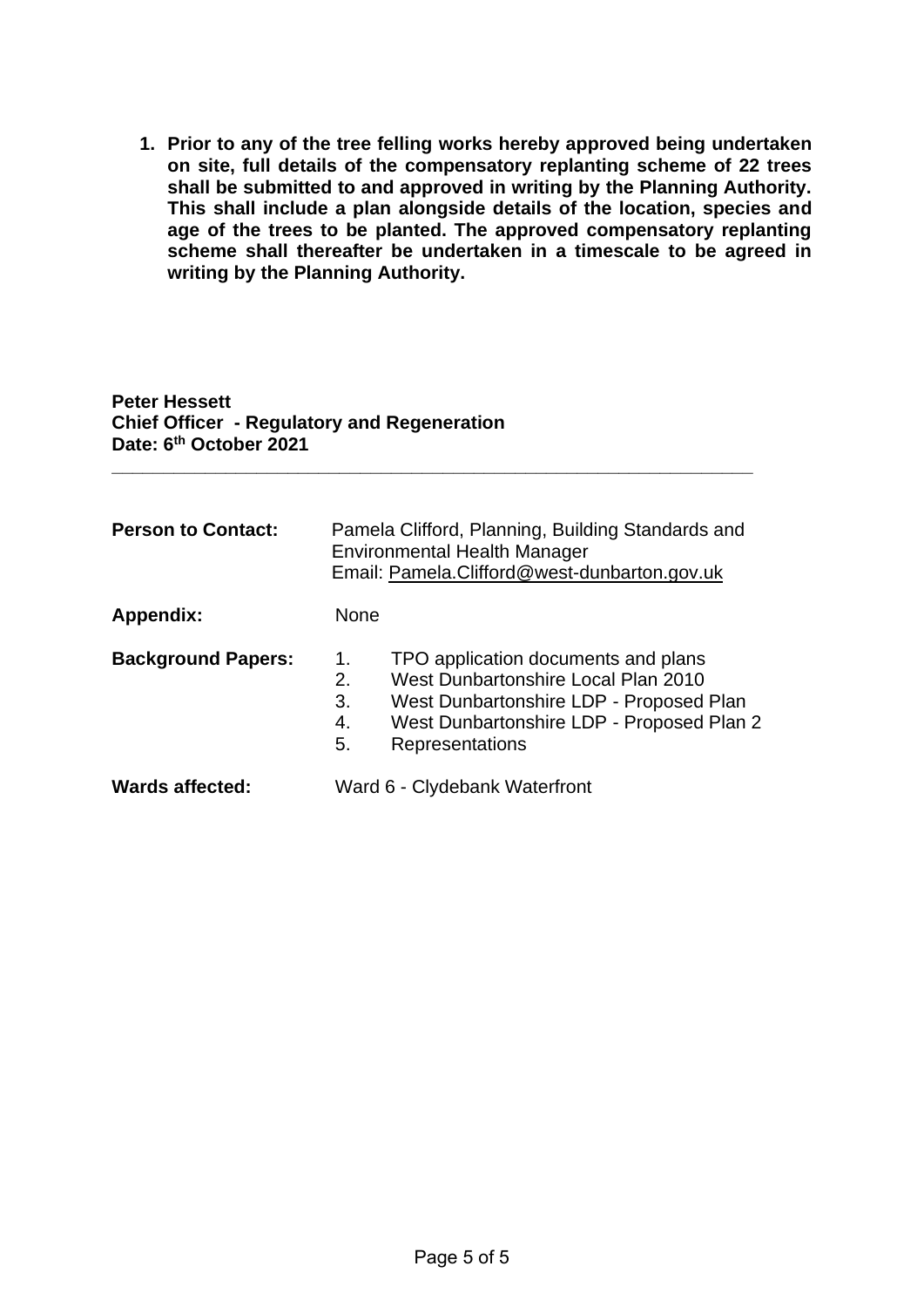1. **Prior to any of the tree felling works hereby approved being undertaken on site, full details of the compensatory replanting scheme of 22 trees shall be submitted to and approved in writing by the Planning Authority. This shall include a plan alongside details of the location, species and age of the trees to be planted. The approved compensatory replanting scheme shall thereafter be undertaken in a timescale to be agreed in writing by the Planning Authority.**

**Peter Hessett**
**Chief Officer - Regulatory and Regeneration**
**Date: 6th October 2021**

---

**Person to Contact:** Pamela Clifford, Planning, Building Standards and Environmental Health Manager
Email: Pamela.Clifford@west-dunbarton.gov.uk

**Appendix:** None

**Background Papers:**
1. TPO application documents and plans
2. West Dunbartonshire Local Plan 2010
3. West Dunbartonshire LDP - Proposed Plan
4. West Dunbartonshire LDP - Proposed Plan 2
5. Representations

**Wards affected:** Ward 6 - Clydebank Waterfront